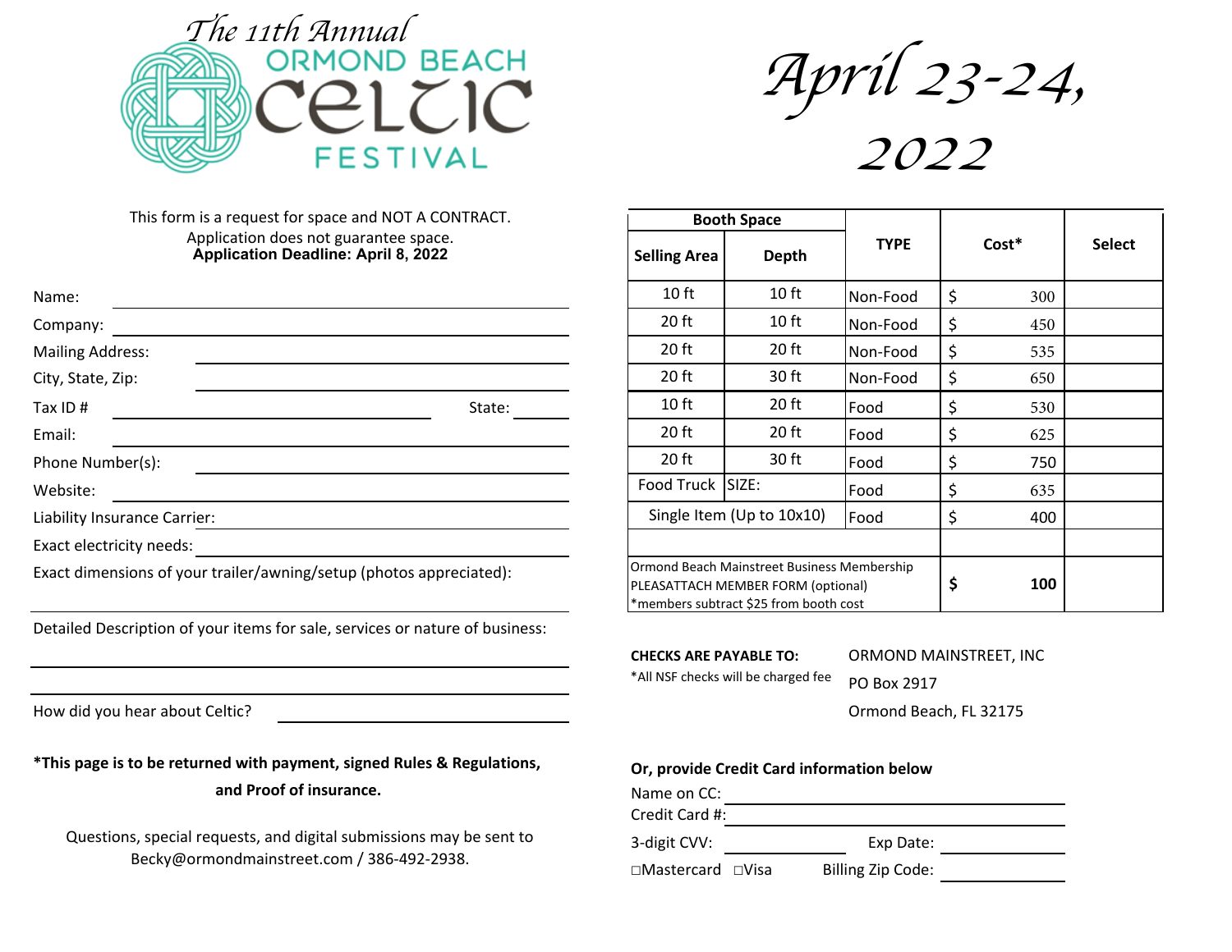# The 11th Annual ORMOND BEACH CELTIC FESTIVAL

# April 23-24, 2022

This form is a request for space and NOT A CONTRACT.
Application does not guarantee space.
**Application Deadline: April 8, 2022**

Name: ______________________

Company: ______________________

Mailing Address: ______________________

City, State, Zip: ______________________

Tax ID # ______________________ State: ________

Email: ______________________

Phone Number(s): ______________________

Website: ______________________

Liability Insurance Carrier: ______________________

Exact electricity needs: ______________________

Exact dimensions of your trailer/awning/setup (photos appreciated):

______________________

Detailed Description of your items for sale, services or nature of business:

______________________

______________________

How did you hear about Celtic? ______________________

**\*This page is to be returned with payment, signed Rules & Regulations, and Proof of insurance.**

Questions, special requests, and digital submissions may be sent to Becky@ormondmainstreet.com / 386-492-2938.

| Booth Space | | TYPE | Cost* | Select |
|---|---|---|---|---|
| **Selling Area** | **Depth** | | | |
| 10 ft | 10 ft | Non-Food | $ 300 | |
| 20 ft | 10 ft | Non-Food | $ 450 | |
| 20 ft | 20 ft | Non-Food | $ 535 | |
| 20 ft | 30 ft | Non-Food | $ 650 | |
| 10 ft | 20 ft | Food | $ 530 | |
| 20 ft | 20 ft | Food | $ 625 | |
| 20 ft | 30 ft | Food | $ 750 | |
| Food Truck | SIZE: | Food | $ 635 | |
| Single Item (Up to 10x10) | | Food | $ 400 | |
| | | | | |
| Ormond Beach Mainstreet Business Membership PLEASATTACH MEMBER FORM (optional) *members subtract $25 from booth cost | | | **$ 100** | |

**CHECKS ARE PAYABLE TO:**
*All NSF checks will be charged fee

ORMOND MAINSTREET, INC
PO Box 2917
Ormond Beach, FL 32175

**Or, provide Credit Card information below**

Name on CC: ______________________

Credit Card #: ______________________

3-digit CVV: ________ Exp Date: ________

□Mastercard □Visa Billing Zip Code: ________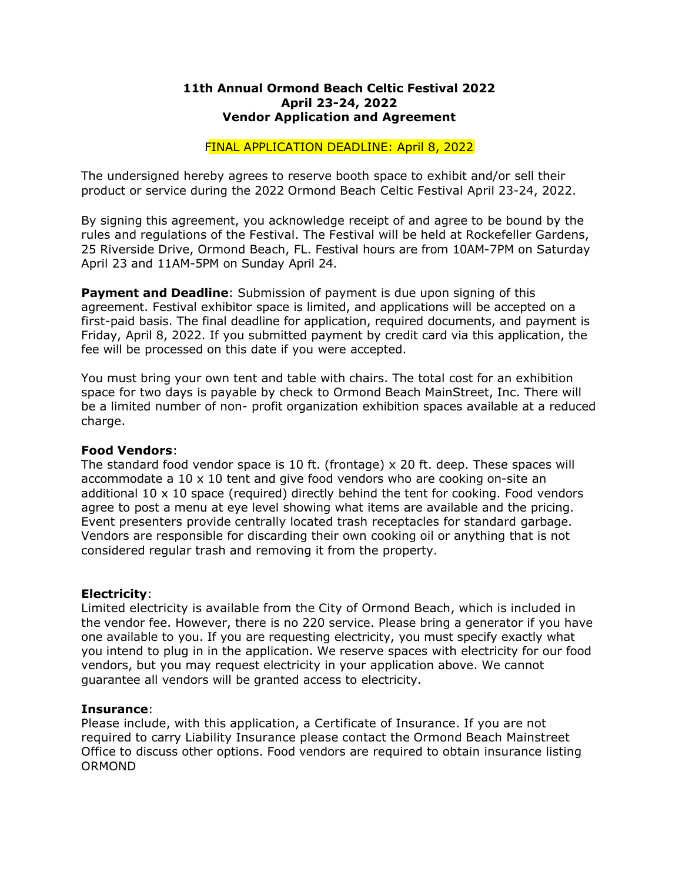**11th Annual Ormond Beach Celtic Festival 2022**
**April 23-24, 2022**
**Vendor Application and Agreement**

FINAL APPLICATION DEADLINE: April 8, 2022

The undersigned hereby agrees to reserve booth space to exhibit and/or sell their product or service during the 2022 Ormond Beach Celtic Festival April 23-24, 2022.

By signing this agreement, you acknowledge receipt of and agree to be bound by the rules and regulations of the Festival. The Festival will be held at Rockefeller Gardens, 25 Riverside Drive, Ormond Beach, FL. Festival hours are from 10AM-7PM on Saturday April 23 and 11AM-5PM on Sunday April 24.

**Payment and Deadline**: Submission of payment is due upon signing of this agreement. Festival exhibitor space is limited, and applications will be accepted on a first-paid basis. The final deadline for application, required documents, and payment is Friday, April 8, 2022. If you submitted payment by credit card via this application, the fee will be processed on this date if you were accepted.

You must bring your own tent and table with chairs. The total cost for an exhibition space for two days is payable by check to Ormond Beach MainStreet, Inc. There will be a limited number of non- profit organization exhibition spaces available at a reduced charge.

**Food Vendors**:
The standard food vendor space is 10 ft. (frontage) x 20 ft. deep. These spaces will accommodate a 10 x 10 tent and give food vendors who are cooking on-site an additional 10 x 10 space (required) directly behind the tent for cooking. Food vendors agree to post a menu at eye level showing what items are available and the pricing. Event presenters provide centrally located trash receptacles for standard garbage. Vendors are responsible for discarding their own cooking oil or anything that is not considered regular trash and removing it from the property.

**Electricity**:
Limited electricity is available from the City of Ormond Beach, which is included in the vendor fee. However, there is no 220 service. Please bring a generator if you have one available to you. If you are requesting electricity, you must specify exactly what you intend to plug in in the application. We reserve spaces with electricity for our food vendors, but you may request electricity in your application above. We cannot guarantee all vendors will be granted access to electricity.

**Insurance**:
Please include, with this application, a Certificate of Insurance. If you are not required to carry Liability Insurance please contact the Ormond Beach Mainstreet Office to discuss other options. Food vendors are required to obtain insurance listing ORMOND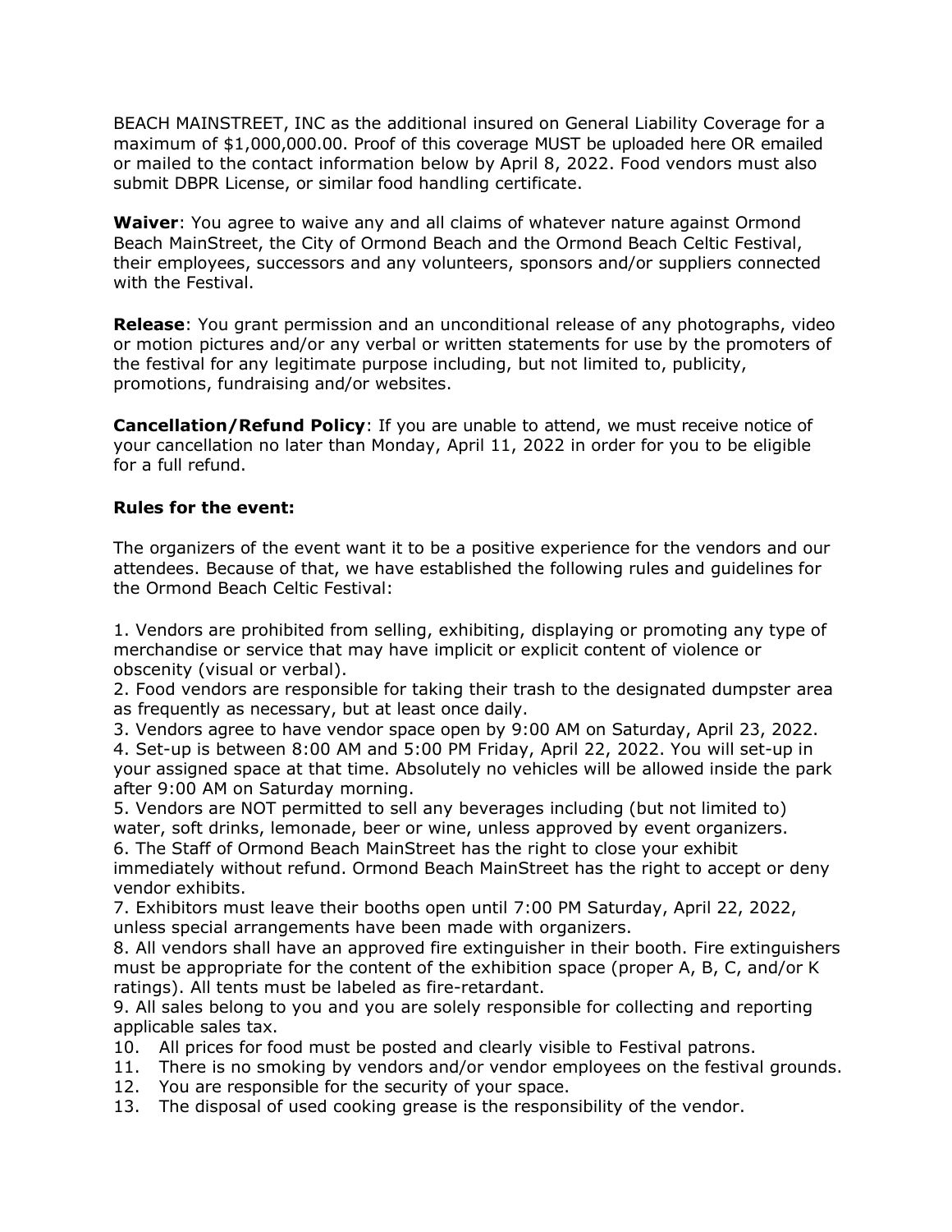BEACH MAINSTREET, INC as the additional insured on General Liability Coverage for a maximum of $1,000,000.00. Proof of this coverage MUST be uploaded here OR emailed or mailed to the contact information below by April 8, 2022. Food vendors must also submit DBPR License, or similar food handling certificate.

**Waiver**: You agree to waive any and all claims of whatever nature against Ormond Beach MainStreet, the City of Ormond Beach and the Ormond Beach Celtic Festival, their employees, successors and any volunteers, sponsors and/or suppliers connected with the Festival.

**Release**: You grant permission and an unconditional release of any photographs, video or motion pictures and/or any verbal or written statements for use by the promoters of the festival for any legitimate purpose including, but not limited to, publicity, promotions, fundraising and/or websites.

**Cancellation/Refund Policy**: If you are unable to attend, we must receive notice of your cancellation no later than Monday, April 11, 2022 in order for you to be eligible for a full refund.

**Rules for the event:**

The organizers of the event want it to be a positive experience for the vendors and our attendees. Because of that, we have established the following rules and guidelines for the Ormond Beach Celtic Festival:

1. Vendors are prohibited from selling, exhibiting, displaying or promoting any type of merchandise or service that may have implicit or explicit content of violence or obscenity (visual or verbal).
2. Food vendors are responsible for taking their trash to the designated dumpster area as frequently as necessary, but at least once daily.
3. Vendors agree to have vendor space open by 9:00 AM on Saturday, April 23, 2022.
4. Set-up is between 8:00 AM and 5:00 PM Friday, April 22, 2022. You will set-up in your assigned space at that time. Absolutely no vehicles will be allowed inside the park after 9:00 AM on Saturday morning.
5. Vendors are NOT permitted to sell any beverages including (but not limited to) water, soft drinks, lemonade, beer or wine, unless approved by event organizers.
6. The Staff of Ormond Beach MainStreet has the right to close your exhibit immediately without refund. Ormond Beach MainStreet has the right to accept or deny vendor exhibits.
7. Exhibitors must leave their booths open until 7:00 PM Saturday, April 22, 2022, unless special arrangements have been made with organizers.
8. All vendors shall have an approved fire extinguisher in their booth. Fire extinguishers must be appropriate for the content of the exhibition space (proper A, B, C, and/or K ratings). All tents must be labeled as fire-retardant.
9. All sales belong to you and you are solely responsible for collecting and reporting applicable sales tax.
10. All prices for food must be posted and clearly visible to Festival patrons.
11. There is no smoking by vendors and/or vendor employees on the festival grounds.
12. You are responsible for the security of your space.
13. The disposal of used cooking grease is the responsibility of the vendor.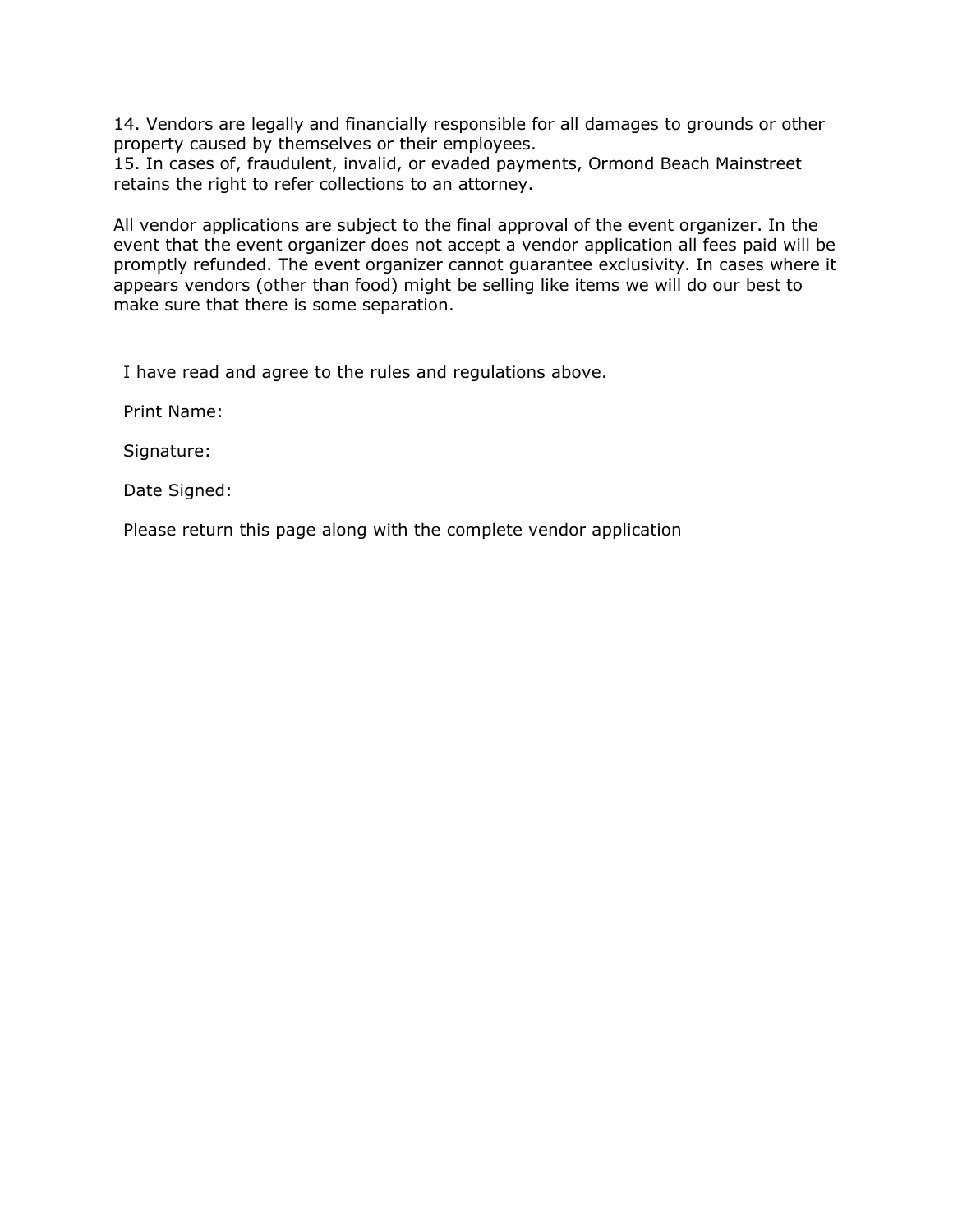14. Vendors are legally and financially responsible for all damages to grounds or other property caused by themselves or their employees.
15. In cases of, fraudulent, invalid, or evaded payments, Ormond Beach Mainstreet retains the right to refer collections to an attorney.

All vendor applications are subject to the final approval of the event organizer. In the event that the event organizer does not accept a vendor application all fees paid will be promptly refunded. The event organizer cannot guarantee exclusivity. In cases where it appears vendors (other than food) might be selling like items we will do our best to make sure that there is some separation.

I have read and agree to the rules and regulations above.

Print Name:

Signature:

Date Signed:

Please return this page along with the complete vendor application